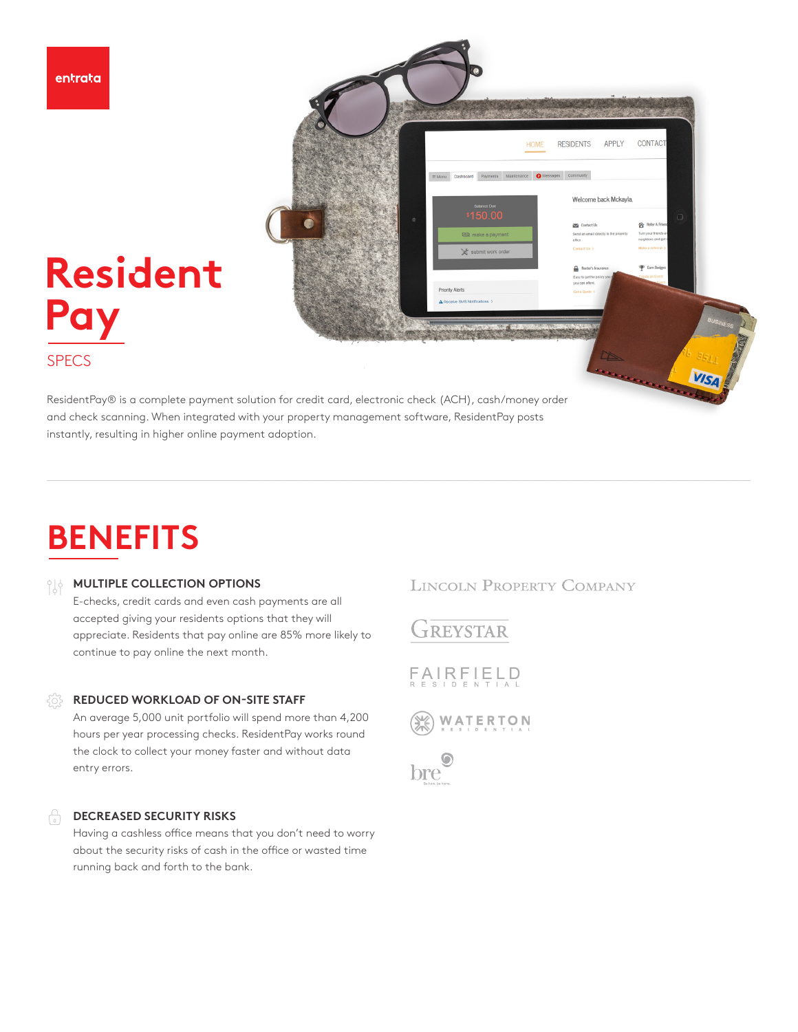entrata

# Resident Pay

SPECS

ResidentPay® is a complete payment solution for credit card, electronic check (ACH), cash/money order and check scanning. When integrated with your property management software, ResidentPay posts instantly, resulting in higher online payment adoption.

## BENEFITS

### MULTIPLE COLLECTION OPTIONS

E-checks, credit cards and even cash payments are all accepted giving your residents options that they will appreciate. Residents that pay online are 85% more likely to continue to pay online the next month.

### REDUCED WORKLOAD OF ON-SITE STAFF

An average 5,000 unit portfolio will spend more than 4,200 hours per year processing checks. ResidentPay works round the clock to collect your money faster and without data entry errors.

### DECREASED SECURITY RISKS

Having a cashless office means that you don't need to worry about the security risks of cash in the office or wasted time running back and forth to the bank.

LINCOLN PROPERTY COMPANY

GREYSTAR

FAIRFIELD RESIDENTIAL

WATERTON RESIDENTIAL

bre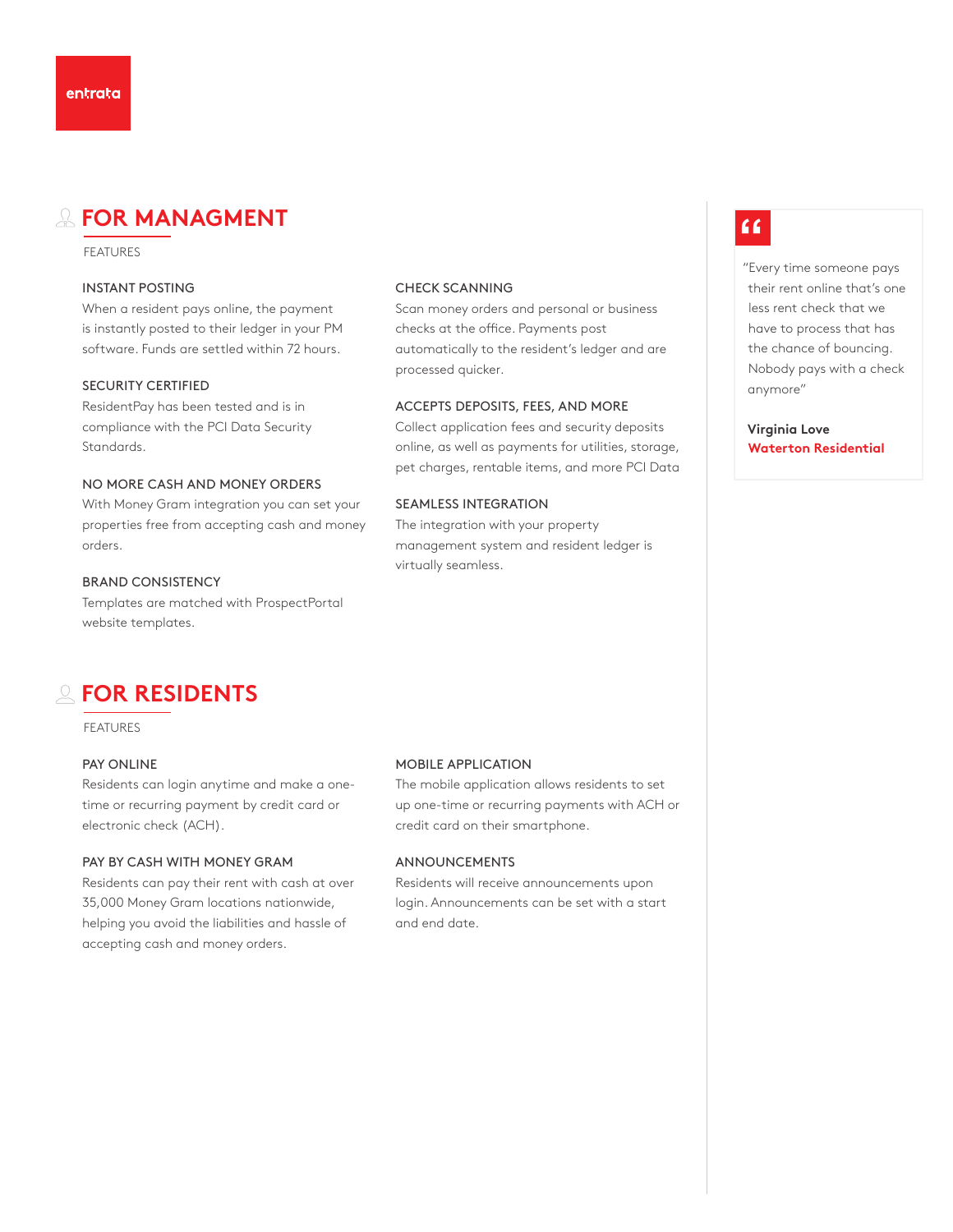entrata

## FOR MANAGMENT

FEATURES

### INSTANT POSTING

When a resident pays online, the payment is instantly posted to their ledger in your PM software. Funds are settled within 72 hours.

### SECURITY CERTIFIED

ResidentPay has been tested and is in compliance with the PCI Data Security Standards.

### NO MORE CASH AND MONEY ORDERS

With Money Gram integration you can set your properties free from accepting cash and money orders.

### BRAND CONSISTENCY

Templates are matched with ProspectPortal website templates.

### CHECK SCANNING

Scan money orders and personal or business checks at the office. Payments post automatically to the resident's ledger and are processed quicker.

### ACCEPTS DEPOSITS, FEES, AND MORE

Collect application fees and security deposits online, as well as payments for utilities, storage, pet charges, rentable items, and more PCI Data

### SEAMLESS INTEGRATION

The integration with your property management system and resident ledger is virtually seamless.

> "Every time someone pays their rent online that's one less rent check that we have to process that has the chance of bouncing. Nobody pays with a check anymore"
>
> **Virginia Love**
> **Waterton Residential**

## FOR RESIDENTS

FEATURES

### PAY ONLINE

Residents can login anytime and make a one-time or recurring payment by credit card or electronic check (ACH).

### PAY BY CASH WITH MONEY GRAM

Residents can pay their rent with cash at over 35,000 Money Gram locations nationwide, helping you avoid the liabilities and hassle of accepting cash and money orders.

### MOBILE APPLICATION

The mobile application allows residents to set up one-time or recurring payments with ACH or credit card on their smartphone.

### ANNOUNCEMENTS

Residents will receive announcements upon login. Announcements can be set with a start and end date.